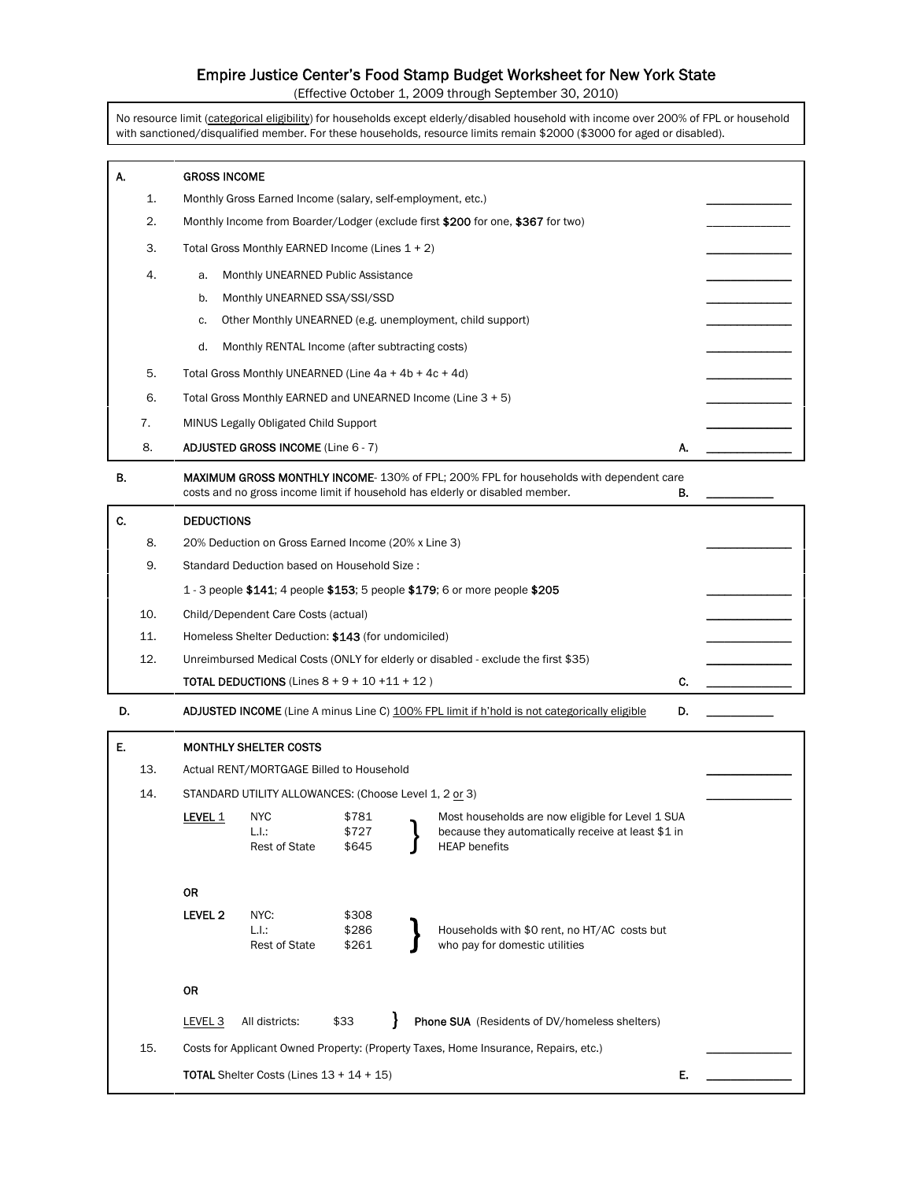# Empire Justice Center's Food Stamp Budget Worksheet for New York State

(Effective October 1, 2009 through September 30, 2010)

No resource limit (categorical eligibility) for households except elderly/disabled household with income over 200% of FPL or household with sanctioned/disqualified member. For these households, resource limits remain $2000 ($3000 for aged or disabled).

| | | | | |
|---|---|---|---|---|
| **A.** | | **GROSS INCOME** | | |
| | 1. | Monthly Gross Earned Income (salary, self-employment, etc.) | | ______ |
| | 2. | Monthly Income from Boarder/Lodger (exclude first **$200** for one, **$367** for two) | | ______ |
| | 3. | Total Gross Monthly EARNED Income (Lines 1 + 2) | | ______ |
| | 4. | a. Monthly UNEARNED Public Assistance | | ______ |
| | | b. Monthly UNEARNED SSA/SSI/SSD | | ______ |
| | | c. Other Monthly UNEARNED (e.g. unemployment, child support) | | ______ |
| | | d. Monthly RENTAL Income (after subtracting costs) | | ______ |
| | 5. | Total Gross Monthly UNEARNED (Line 4a + 4b + 4c + 4d) | | ______ |
| | 6. | Total Gross Monthly EARNED and UNEARNED Income (Line 3 + 5) | | ______ |
| | 7. | MINUS Legally Obligated Child Support | | ______ |
| | 8. | **ADJUSTED GROSS INCOME** (Line 6 - 7) | **A.** | ______ |
| **B.** | | **MAXIMUM GROSS MONTHLY INCOME**- 130% of FPL; 200% FPL for households with dependent care costs and no gross income limit if household has elderly or disabled member. | **B.** | ______ |
| **C.** | | **DEDUCTIONS** | | |
| | 8. | 20% Deduction on Gross Earned Income (20% x Line 3) | | ______ |
| | 9. | Standard Deduction based on Household Size : 1 - 3 people **$141**; 4 people **$153**; 5 people **$179**; 6 or more people **$205** | | ______ |
| | 10. | Child/Dependent Care Costs (actual) | | ______ |
| | 11. | Homeless Shelter Deduction: **$143** (for undomiciled) | | ______ |
| | 12. | Unreimbursed Medical Costs (ONLY for elderly or disabled - exclude the first $35) | | ______ |
| | | **TOTAL DEDUCTIONS** (Lines 8 + 9 + 10 +11 + 12 ) | **C.** | ______ |
| **D.** | | **ADJUSTED INCOME** (Line A minus Line C) 100% FPL limit if h'hold is not categorically eligible | **D.** | ______ |
| **E.** | | **MONTHLY SHELTER COSTS** | | |
| | 13. | Actual RENT/MORTGAGE Billed to Household | | ______ |
| | 14. | STANDARD UTILITY ALLOWANCES: (Choose Level 1, 2 or 3) | | ______ |
| | 15. | Costs for Applicant Owned Property: (Property Taxes, Home Insurance, Repairs, etc.) | | ______ |
| | | **TOTAL** Shelter Costs (Lines 13 + 14 + 15) | **E.** | ______ |

Standard Utility Allowances (Line 14):

| Level | Area | Amount | Notes |
|---|---|---|---|
| LEVEL 1 | NYC | $781 | Most households are now eligible for Level 1 SUA because they automatically receive at least $1 in HEAP benefits |
| | L.I.: | $727 | |
| | Rest of State | $645 | |
| **OR** | | | |
| **LEVEL 2** | NYC: | $308 | Households with $0 rent, no HT/AC costs but who pay for domestic utilities |
| | L.I.: | $286 | |
| | Rest of State | $261 | |
| **OR** | | | |
| LEVEL 3 | All districts: | $33 | **Phone SUA** (Residents of DV/homeless shelters) |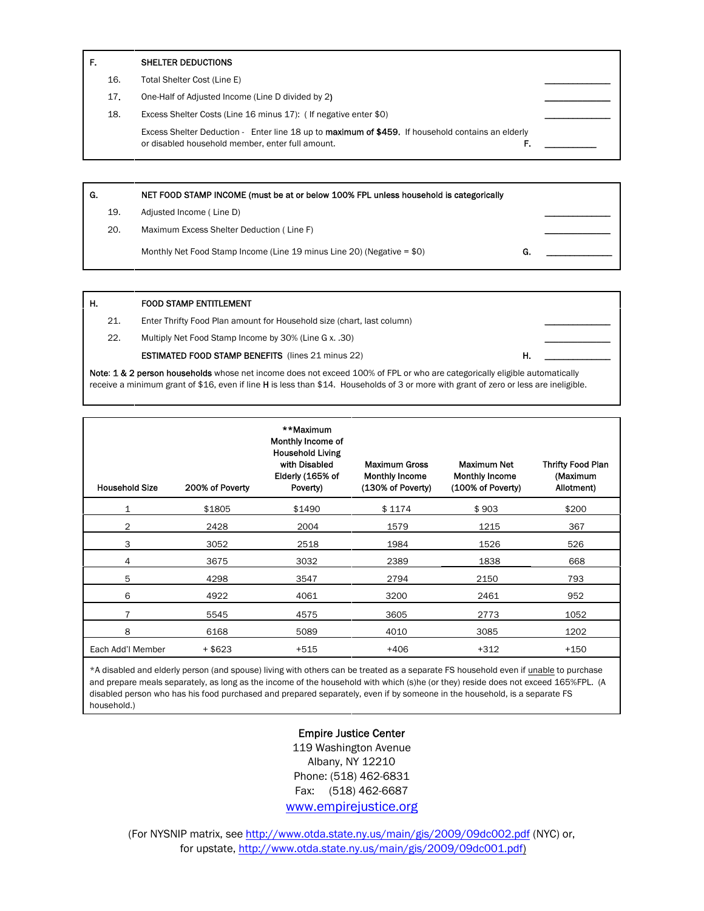| F. | SHELTER DEDUCTIONS | |
|---|---|---|
| 16. | Total Shelter Cost (Line E) | ___________ |
| 17. | One-Half of Adjusted Income (Line D divided by 2) | ___________ |
| 18. | Excess Shelter Costs (Line 16 minus 17): ( If negative enter $0) | ___________ |
| | Excess Shelter Deduction - Enter line 18 up to **maximum of $459.** If household contains an elderly or disabled household member, enter full amount. **F.** | ___________ |

| G. | NET FOOD STAMP INCOME (must be at or below 100% FPL unless household is categorically | |
|---|---|---|
| 19. | Adjusted Income ( Line D) | ___________ |
| 20. | Maximum Excess Shelter Deduction ( Line F) | ___________ |
| | Monthly Net Food Stamp Income (Line 19 minus Line 20) (Negative = $0) **G.** | ___________ |

| H. | FOOD STAMP ENTITLEMENT | |
|---|---|---|
| 21. | Enter Thrifty Food Plan amount for Household size (chart, last column) | ___________ |
| 22. | Multiply Net Food Stamp Income by 30% (Line G x. .30) | ___________ |
| | **ESTIMATED FOOD STAMP BENEFITS** (lines 21 minus 22) **H.** | ___________ |

Note: **1 & 2 person households** whose net income does not exceed 100% of FPL or who are categorically eligible automatically receive a minimum grant of $16, even if line **H** is less than $14. Households of 3 or more with grant of zero or less are ineligible.

| Household Size | 200% of Poverty | **Maximum Monthly Income of Household Living with Disabled Elderly (165% of Poverty) | Maximum Gross Monthly Income (130% of Poverty) | Maximum Net Monthly Income (100% of Poverty) | Thrifty Food Plan (Maximum Allotment) |
|---|---|---|---|---|---|
| 1 | $1805 | $1490 | $ 1174 | $ 903 | $200 |
| 2 | 2428 | 2004 | 1579 | 1215 | 367 |
| 3 | 3052 | 2518 | 1984 | 1526 | 526 |
| 4 | 3675 | 3032 | 2389 | 1838 | 668 |
| 5 | 4298 | 3547 | 2794 | 2150 | 793 |
| 6 | 4922 | 4061 | 3200 | 2461 | 952 |
| 7 | 5545 | 4575 | 3605 | 2773 | 1052 |
| 8 | 6168 | 5089 | 4010 | 3085 | 1202 |
| Each Add'l Member | + $623 | +515 | +406 | +312 | +150 |

*A disabled and elderly person (and spouse) living with others can be treated as a separate FS household even if unable to purchase and prepare meals separately, as long as the income of the household with which (s)he (or they) reside does not exceed 165%FPL. (A disabled person who has his food purchased and prepared separately, even if by someone in the household, is a separate FS household.)

Empire Justice Center
119 Washington Avenue
Albany, NY 12210
Phone: (518) 462-6831
Fax: (518) 462-6687
www.empirejustice.org

(For NYSNIP matrix, see http://www.otda.state.ny.us/main/gis/2009/09dc002.pdf (NYC) or, for upstate, http://www.otda.state.ny.us/main/gis/2009/09dc001.pdf)